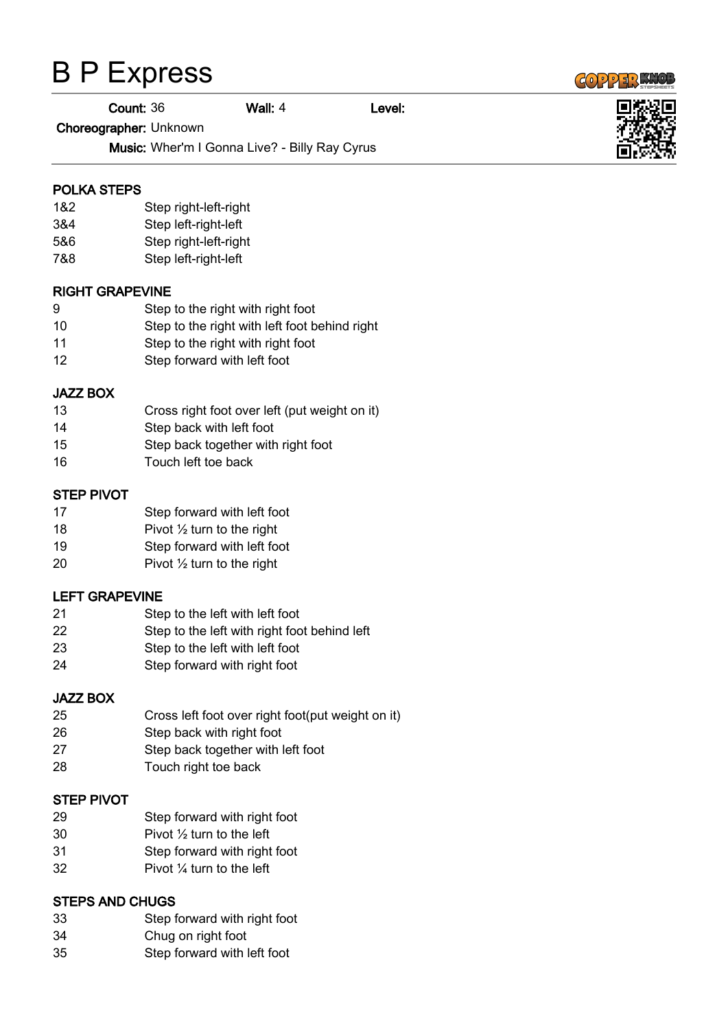# B P Express

**Count:** 36 **Wall:** 4 **Level:**

**Choreographer:** Unknown

**Music:** Wher'm I Gonna Live? - Billy Ray Cyrus

**POLKA STEPS**

| | |
|---|---|
| 1&2 | Step right-left-right |
| 3&4 | Step left-right-left |
| 5&6 | Step right-left-right |
| 7&8 | Step left-right-left |

**RIGHT GRAPEVINE**

| | |
|---|---|
| 9 | Step to the right with right foot |
| 10 | Step to the right with left foot behind right |
| 11 | Step to the right with right foot |
| 12 | Step forward with left foot |

**JAZZ BOX**

| | |
|---|---|
| 13 | Cross right foot over left (put weight on it) |
| 14 | Step back with left foot |
| 15 | Step back together with right foot |
| 16 | Touch left toe back |

**STEP PIVOT**

| | |
|---|---|
| 17 | Step forward with left foot |
| 18 | Pivot ½ turn to the right |
| 19 | Step forward with left foot |
| 20 | Pivot ½ turn to the right |

**LEFT GRAPEVINE**

| | |
|---|---|
| 21 | Step to the left with left foot |
| 22 | Step to the left with right foot behind left |
| 23 | Step to the left with left foot |
| 24 | Step forward with right foot |

**JAZZ BOX**

| | |
|---|---|
| 25 | Cross left foot over right foot(put weight on it) |
| 26 | Step back with right foot |
| 27 | Step back together with left foot |
| 28 | Touch right toe back |

**STEP PIVOT**

| | |
|---|---|
| 29 | Step forward with right foot |
| 30 | Pivot ½ turn to the left |
| 31 | Step forward with right foot |
| 32 | Pivot ¼ turn to the left |

**STEPS AND CHUGS**

| | |
|---|---|
| 33 | Step forward with right foot |
| 34 | Chug on right foot |
| 35 | Step forward with left foot |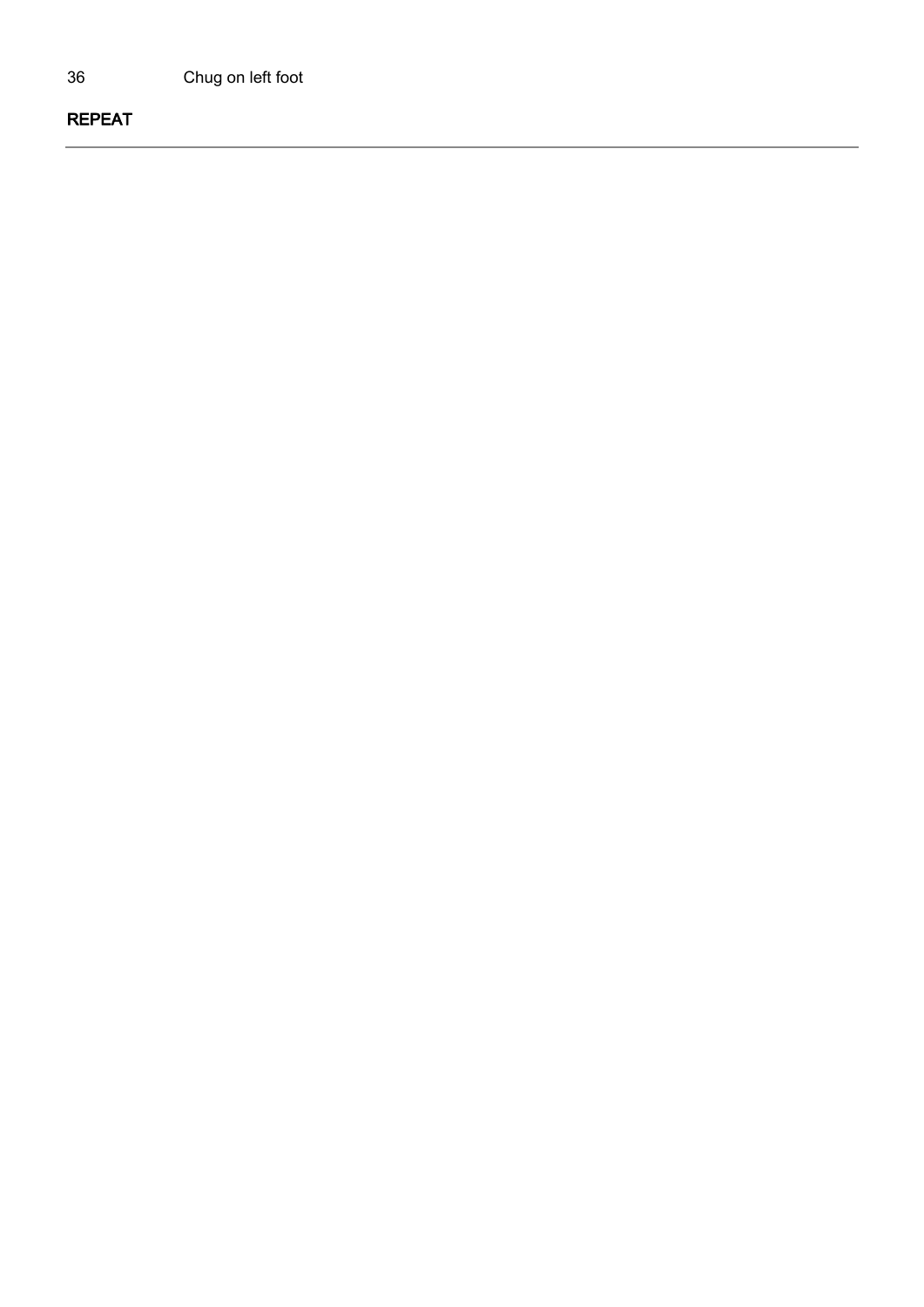36 Chug on left foot

**REPEAT**

---